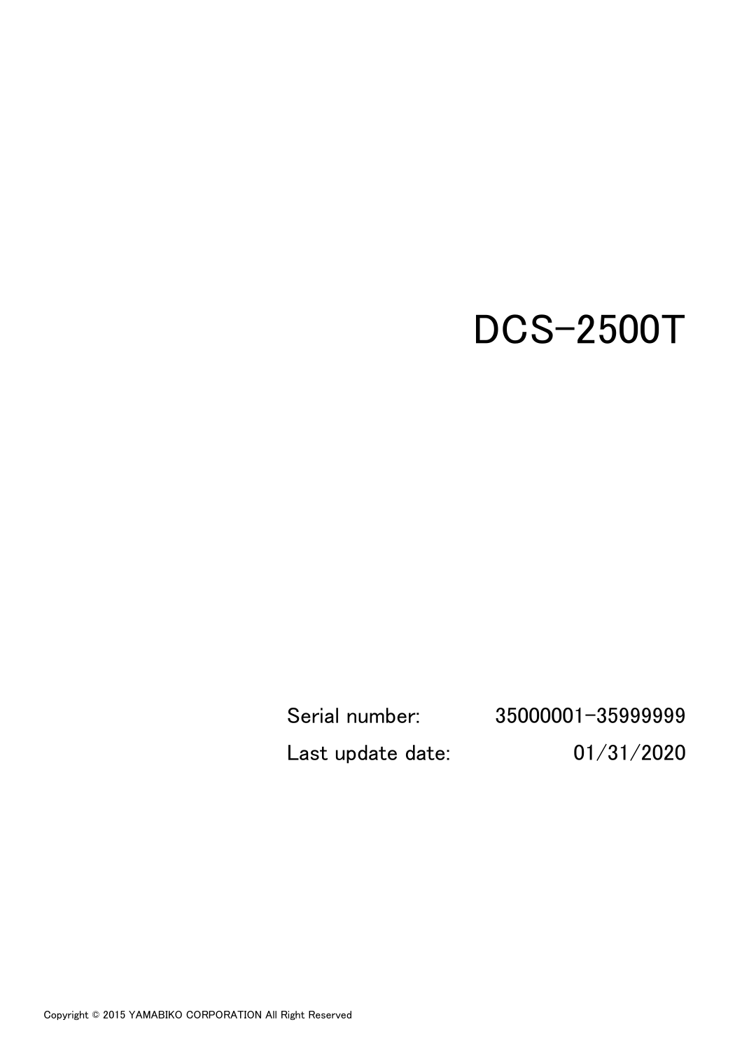# DCS-2500T

| | |
|---|---|
| Serial number: | 35000001-35999999 |
| Last update date: | 01/31/2020 |

Copyright © 2015 YAMABIKO CORPORATION All Right Reserved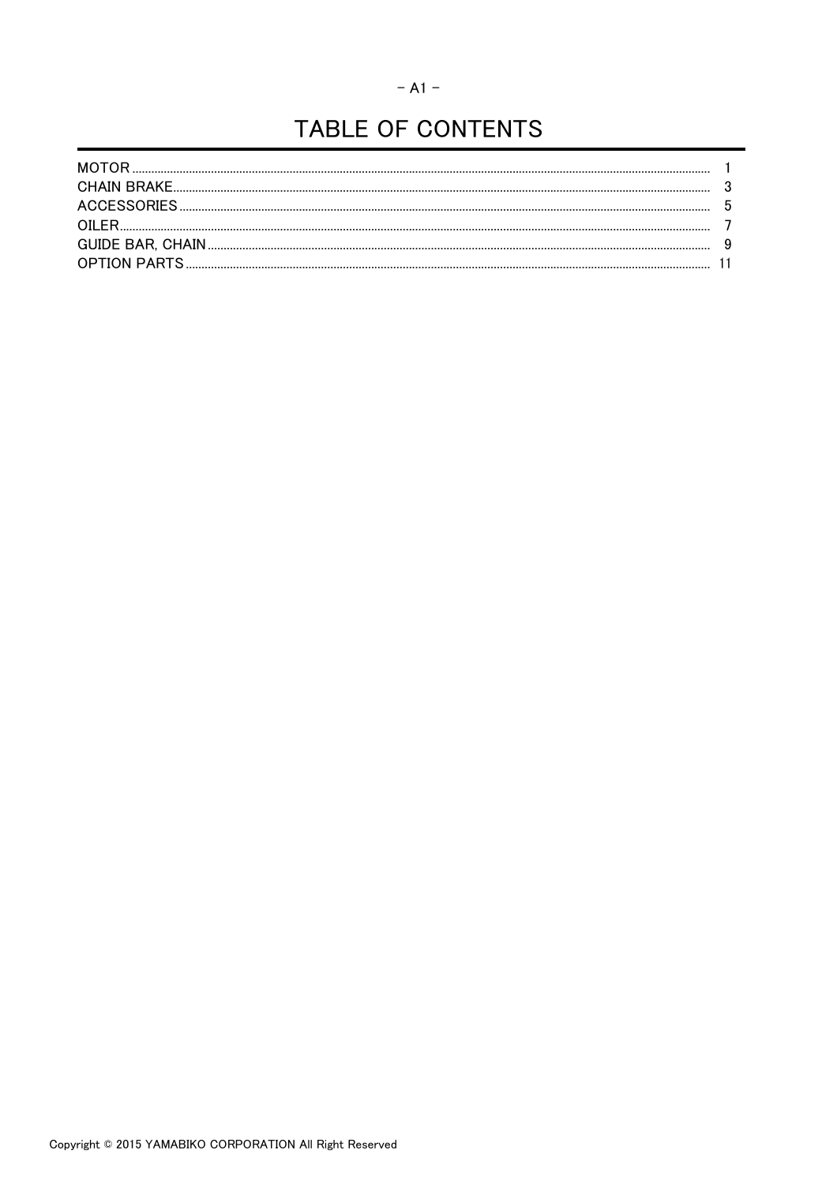# TABLE OF CONTENTS

| | |
|---|---|
| MOTOR | 1 |
| CHAIN BRAKE | 3 |
| ACCESSORIES | 5 |
| OILER | 7 |
| GUIDE BAR, CHAIN | 9 |
| OPTION PARTS | 11 |

Copyright © 2015 YAMABIKO CORPORATION All Right Reserved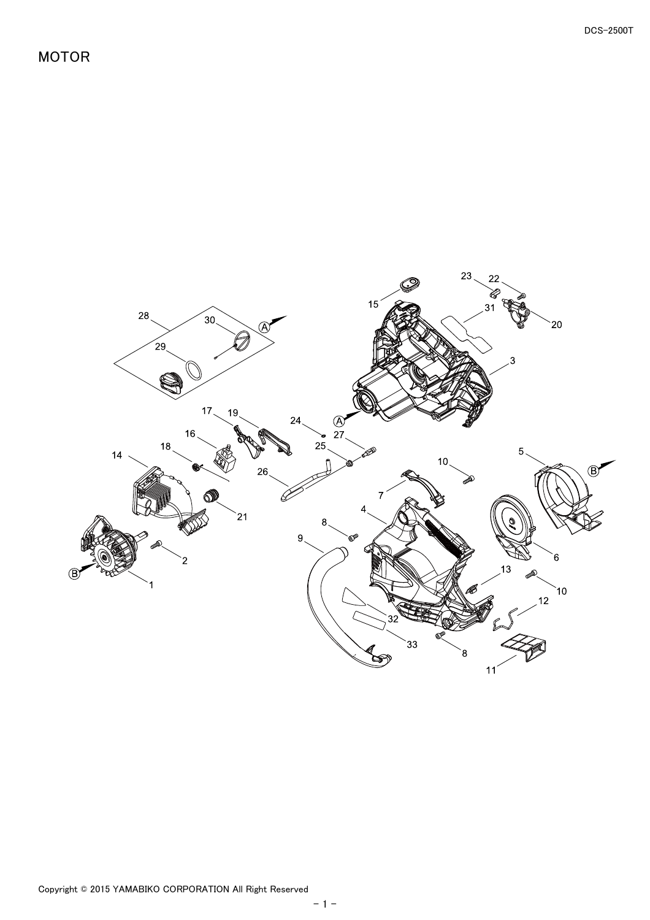# MOTOR

Copyright © 2015 YAMABIKO CORPORATION All Right Reserved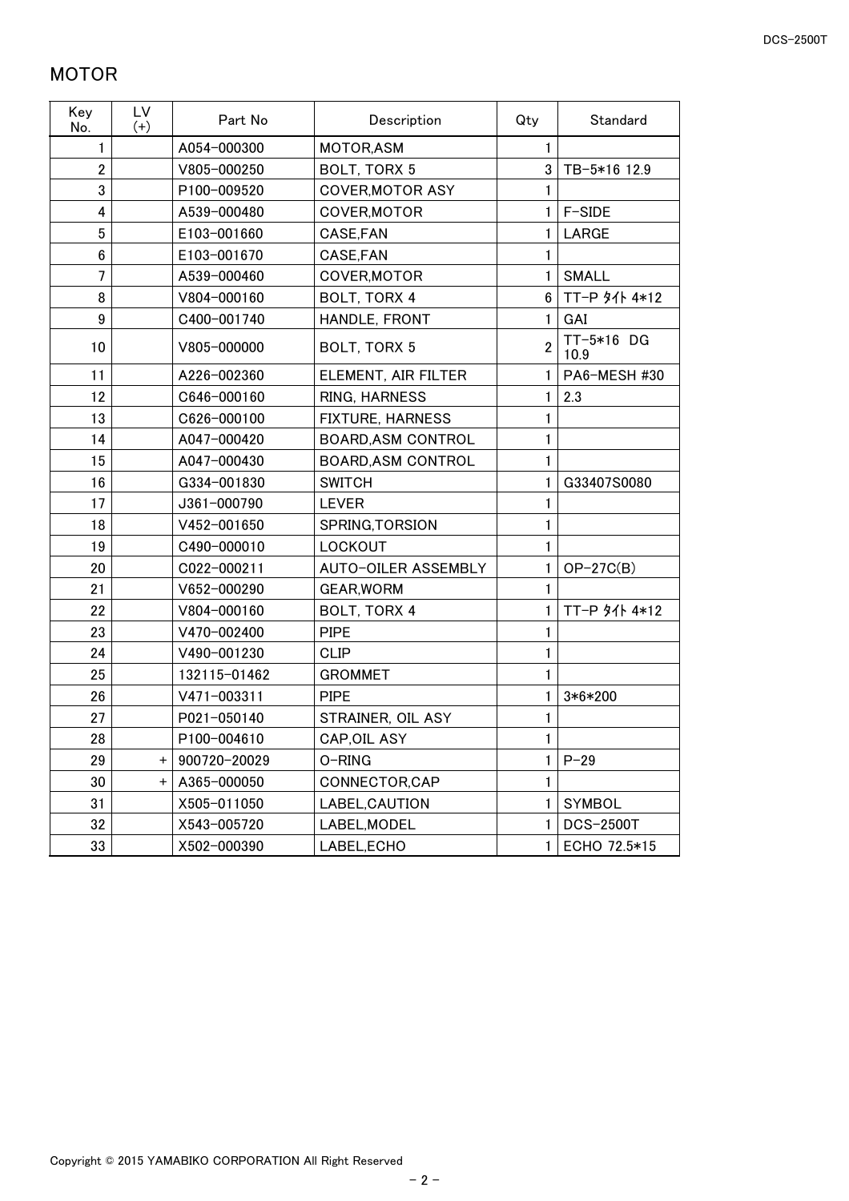## MOTOR

| Key No. | LV (+) | Part No | Description | Qty | Standard |
|---|---|---|---|---|---|
| 1 | | A054-000300 | MOTOR,ASM | 1 | |
| 2 | | V805-000250 | BOLT, TORX 5 | 3 | TB-5*16 12.9 |
| 3 | | P100-009520 | COVER,MOTOR ASY | 1 | |
| 4 | | A539-000480 | COVER,MOTOR | 1 | F-SIDE |
| 5 | | E103-001660 | CASE,FAN | 1 | LARGE |
| 6 | | E103-001670 | CASE,FAN | 1 | |
| 7 | | A539-000460 | COVER,MOTOR | 1 | SMALL |
| 8 | | V804-000160 | BOLT, TORX 4 | 6 | TT-P ﾀｲﾄ 4*12 |
| 9 | | C400-001740 | HANDLE, FRONT | 1 | GAI |
| 10 | | V805-000000 | BOLT, TORX 5 | 2 | TT-5*16 DG 10.9 |
| 11 | | A226-002360 | ELEMENT, AIR FILTER | 1 | PA6-MESH #30 |
| 12 | | C646-000160 | RING, HARNESS | 1 | 2.3 |
| 13 | | C626-000100 | FIXTURE, HARNESS | 1 | |
| 14 | | A047-000420 | BOARD,ASM CONTROL | 1 | |
| 15 | | A047-000430 | BOARD,ASM CONTROL | 1 | |
| 16 | | G334-001830 | SWITCH | 1 | G33407S0080 |
| 17 | | J361-000790 | LEVER | 1 | |
| 18 | | V452-001650 | SPRING,TORSION | 1 | |
| 19 | | C490-000010 | LOCKOUT | 1 | |
| 20 | | C022-000211 | AUTO-OILER ASSEMBLY | 1 | OP-27C(B) |
| 21 | | V652-000290 | GEAR,WORM | 1 | |
| 22 | | V804-000160 | BOLT, TORX 4 | 1 | TT-P ﾀｲﾄ 4*12 |
| 23 | | V470-002400 | PIPE | 1 | |
| 24 | | V490-001230 | CLIP | 1 | |
| 25 | | 132115-01462 | GROMMET | 1 | |
| 26 | | V471-003311 | PIPE | 1 | 3*6*200 |
| 27 | | P021-050140 | STRAINER, OIL ASY | 1 | |
| 28 | | P100-004610 | CAP,OIL ASY | 1 | |
| 29 | + | 900720-20029 | O-RING | 1 | P-29 |
| 30 | + | A365-000050 | CONNECTOR,CAP | 1 | |
| 31 | | X505-011050 | LABEL,CAUTION | 1 | SYMBOL |
| 32 | | X543-005720 | LABEL,MODEL | 1 | DCS-2500T |
| 33 | | X502-000390 | LABEL,ECHO | 1 | ECHO 72.5*15 |

Copyright © 2015 YAMABIKO CORPORATION All Right Reserved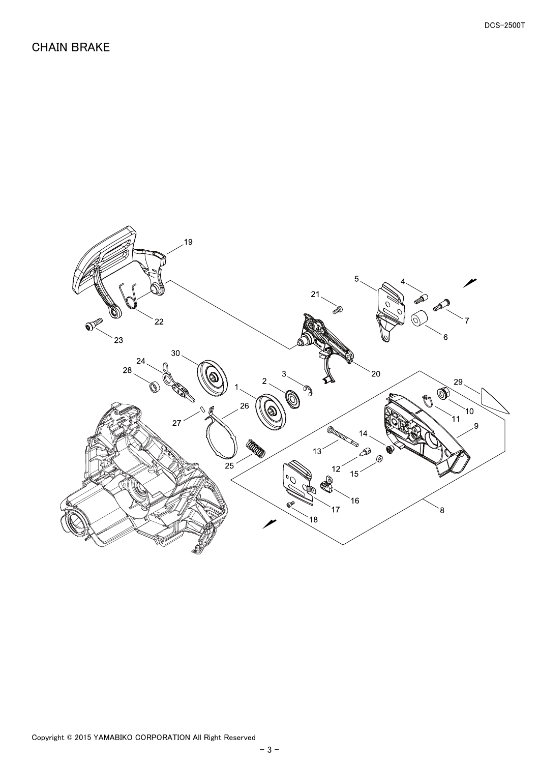# CHAIN BRAKE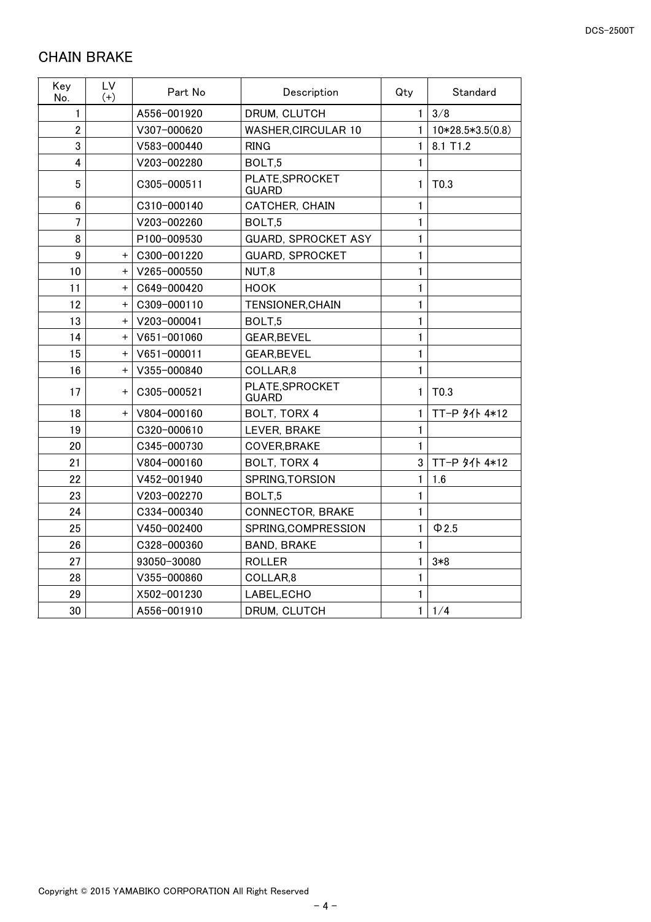## CHAIN BRAKE

| Key No. | LV (+) | Part No | Description | Qty | Standard |
|---|---|---|---|---|---|
| 1 | | A556-001920 | DRUM, CLUTCH | 1 | 3/8 |
| 2 | | V307-000620 | WASHER,CIRCULAR 10 | 1 | 10*28.5*3.5(0.8) |
| 3 | | V583-000440 | RING | 1 | 8.1 T1.2 |
| 4 | | V203-002280 | BOLT,5 | 1 | |
| 5 | | C305-000511 | PLATE,SPROCKET GUARD | 1 | T0.3 |
| 6 | | C310-000140 | CATCHER, CHAIN | 1 | |
| 7 | | V203-002260 | BOLT,5 | 1 | |
| 8 | | P100-009530 | GUARD, SPROCKET ASY | 1 | |
| 9 | + | C300-001220 | GUARD, SPROCKET | 1 | |
| 10 | + | V265-000550 | NUT,8 | 1 | |
| 11 | + | C649-000420 | HOOK | 1 | |
| 12 | + | C309-000110 | TENSIONER,CHAIN | 1 | |
| 13 | + | V203-000041 | BOLT,5 | 1 | |
| 14 | + | V651-001060 | GEAR,BEVEL | 1 | |
| 15 | + | V651-000011 | GEAR,BEVEL | 1 | |
| 16 | + | V355-000840 | COLLAR,8 | 1 | |
| 17 | + | C305-000521 | PLATE,SPROCKET GUARD | 1 | T0.3 |
| 18 | + | V804-000160 | BOLT, TORX 4 | 1 | TT-P ﾀｲﾄ 4*12 |
| 19 | | C320-000610 | LEVER, BRAKE | 1 | |
| 20 | | C345-000730 | COVER,BRAKE | 1 | |
| 21 | | V804-000160 | BOLT, TORX 4 | 3 | TT-P ﾀｲﾄ 4*12 |
| 22 | | V452-001940 | SPRING,TORSION | 1 | 1.6 |
| 23 | | V203-002270 | BOLT,5 | 1 | |
| 24 | | C334-000340 | CONNECTOR, BRAKE | 1 | |
| 25 | | V450-002400 | SPRING,COMPRESSION | 1 | Φ2.5 |
| 26 | | C328-000360 | BAND, BRAKE | 1 | |
| 27 | | 93050-30080 | ROLLER | 1 | 3*8 |
| 28 | | V355-000860 | COLLAR,8 | 1 | |
| 29 | | X502-001230 | LABEL,ECHO | 1 | |
| 30 | | A556-001910 | DRUM, CLUTCH | 1 | 1/4 |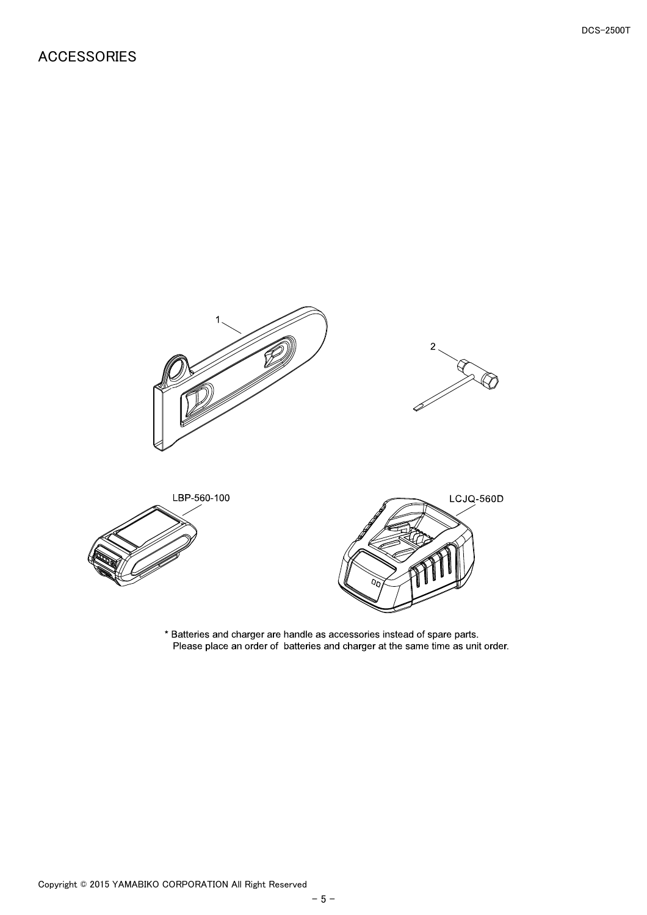# ACCESSORIES

1

2

LBP-560-100

LCJQ-560D

* Batteries and charger are handle as accessories instead of spare parts.
  Please place an order of  batteries and charger at the same time as unit order.

Copyright © 2015 YAMABIKO CORPORATION All Right Reserved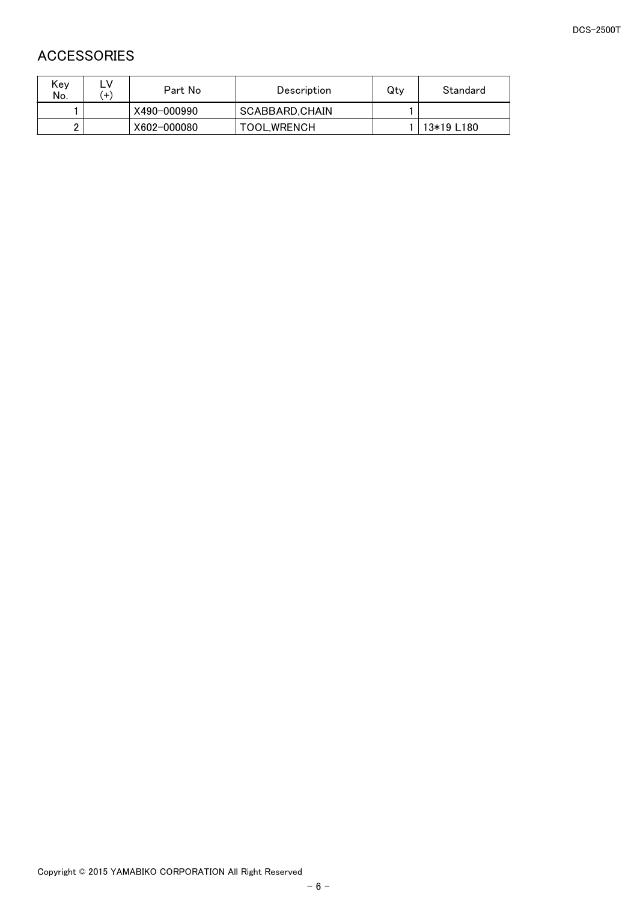## ACCESSORIES

| Key No. | LV (+) | Part No | Description | Qty | Standard |
| --- | --- | --- | --- | --- | --- |
| 1 | | X490-000990 | SCABBARD,CHAIN | 1 | |
| 2 | | X602-000080 | TOOL,WRENCH | 1 | 13*19 L180 |

Copyright © 2015 YAMABIKO CORPORATION All Right Reserved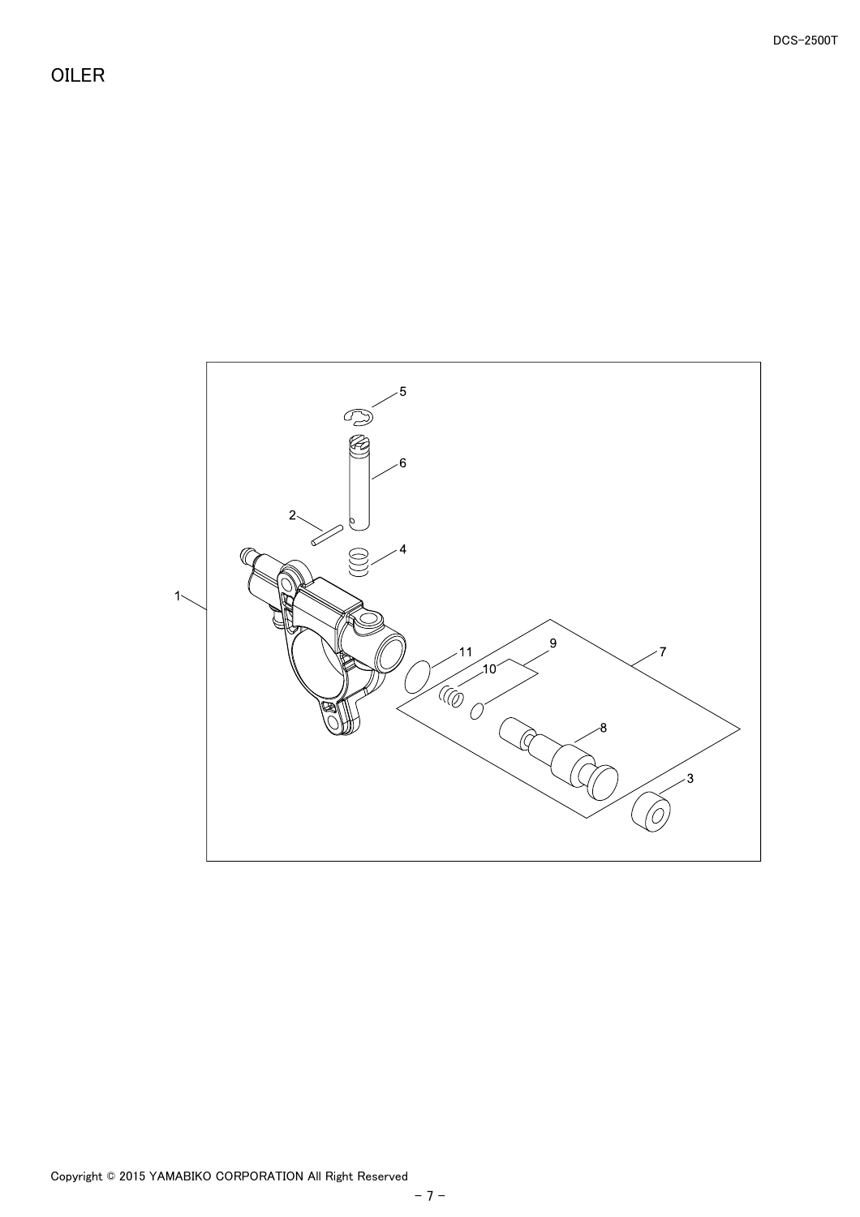# OILER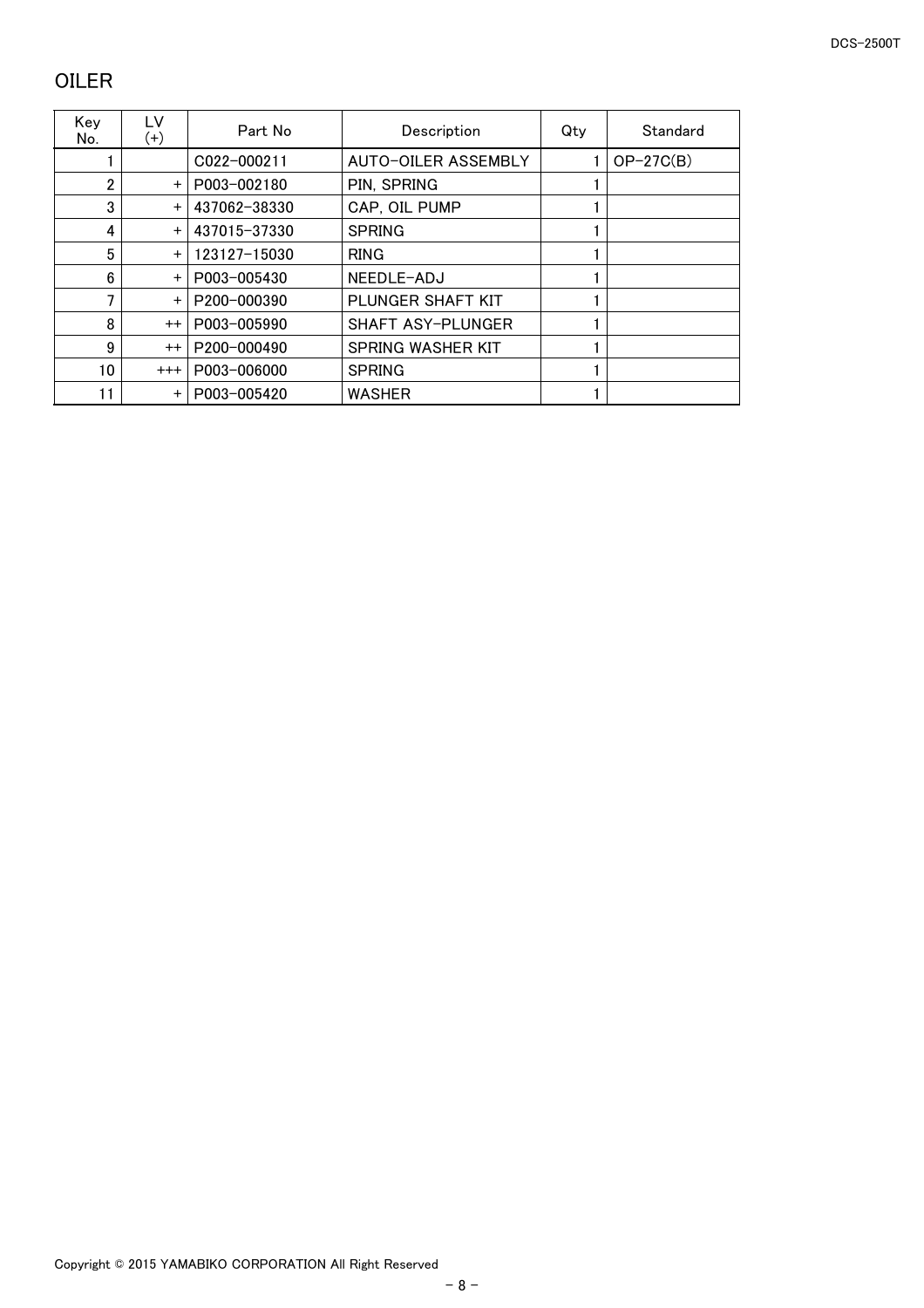## OILER

| Key No. | LV (+) | Part No | Description | Qty | Standard |
|---|---|---|---|---|---|
| 1 | | C022-000211 | AUTO-OILER ASSEMBLY | 1 | OP-27C(B) |
| 2 | + | P003-002180 | PIN, SPRING | 1 | |
| 3 | + | 437062-38330 | CAP, OIL PUMP | 1 | |
| 4 | + | 437015-37330 | SPRING | 1 | |
| 5 | + | 123127-15030 | RING | 1 | |
| 6 | + | P003-005430 | NEEDLE-ADJ | 1 | |
| 7 | + | P200-000390 | PLUNGER SHAFT KIT | 1 | |
| 8 | ++ | P003-005990 | SHAFT ASY-PLUNGER | 1 | |
| 9 | ++ | P200-000490 | SPRING WASHER KIT | 1 | |
| 10 | +++ | P003-006000 | SPRING | 1 | |
| 11 | + | P003-005420 | WASHER | 1 | |

Copyright © 2015 YAMABIKO CORPORATION All Right Reserved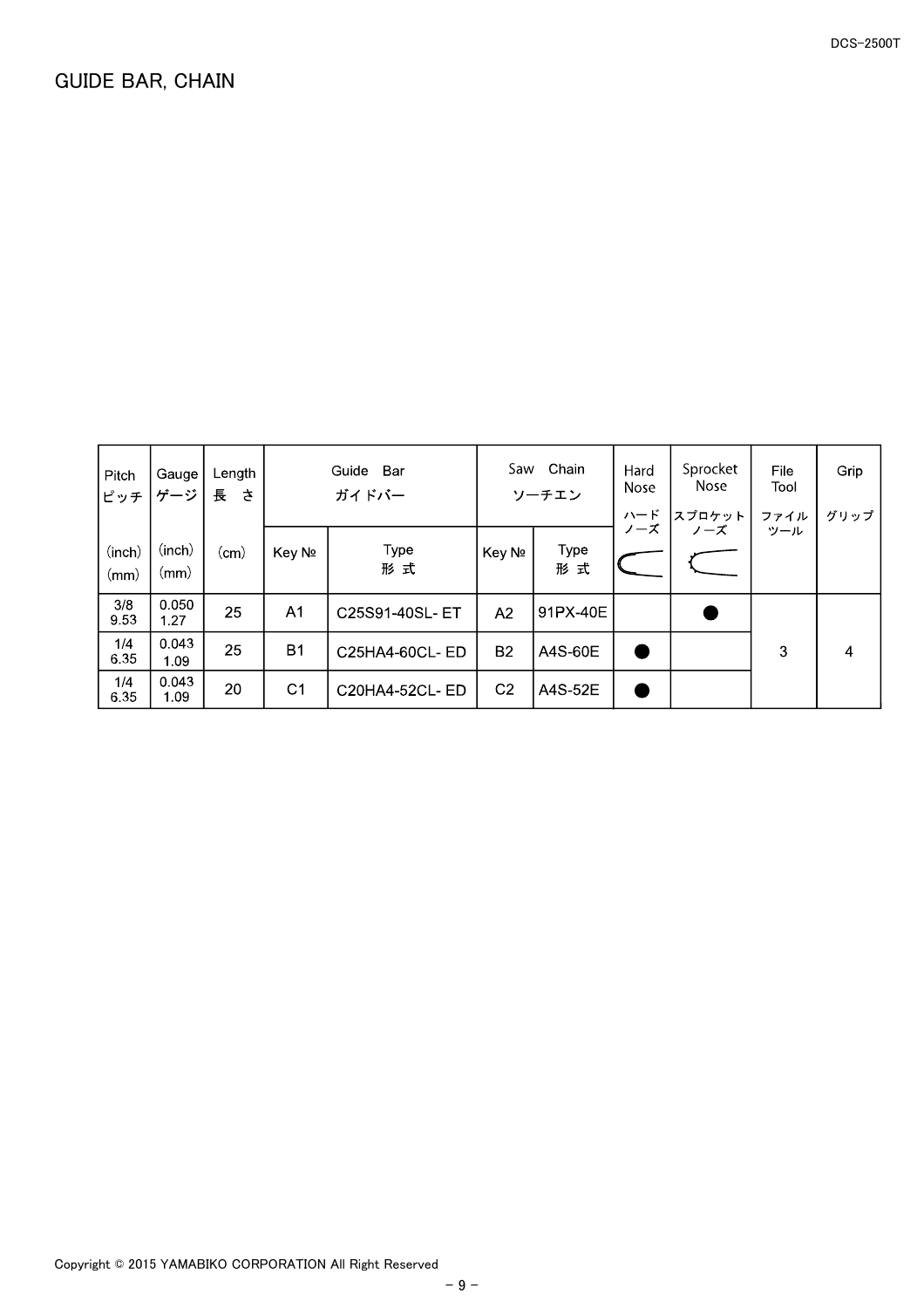# GUIDE BAR, CHAIN

| Pitch ピッチ (inch) (mm) | Gauge ゲージ (inch) (mm) | Length 長さ (cm) | Guide Bar ガイドバー | | Saw Chain ソーチエン | | Hard Nose ハードノーズ | Sprocket Nose スプロケットノーズ | File Tool ファイルツール | Grip グリップ |
|---|---|---|---|---|---|---|---|---|---|---|
| | | | Key № | Type 形式 | Key № | Type 形式 | | | | |
| 3/8 9.53 | 0.050 1.27 | 25 | A1 | C25S91-40SL- ET | A2 | 91PX-40E | | ● | 3 | 4 |
| 1/4 6.35 | 0.043 1.09 | 25 | B1 | C25HA4-60CL- ED | B2 | A4S-60E | ● | | | |
| 1/4 6.35 | 0.043 1.09 | 20 | C1 | C20HA4-52CL- ED | C2 | A4S-52E | ● | | | |

Copyright © 2015 YAMABIKO CORPORATION All Right Reserved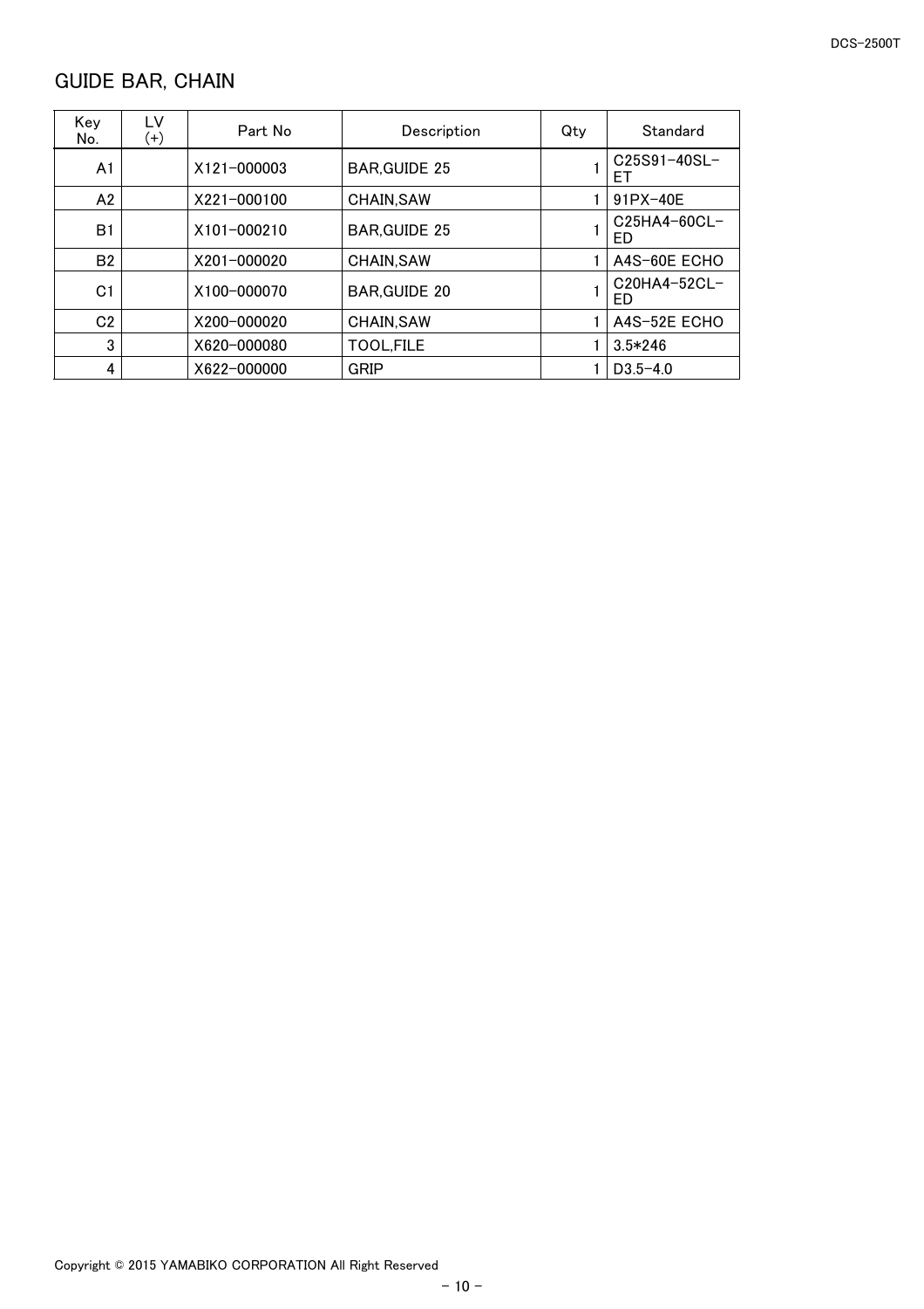## GUIDE BAR, CHAIN

| Key No. | LV (+) | Part No | Description | Qty | Standard |
|---|---|---|---|---|---|
| A1 | | X121-000003 | BAR,GUIDE 25 | 1 | C25S91-40SL-ET |
| A2 | | X221-000100 | CHAIN,SAW | 1 | 91PX-40E |
| B1 | | X101-000210 | BAR,GUIDE 25 | 1 | C25HA4-60CL-ED |
| B2 | | X201-000020 | CHAIN,SAW | 1 | A4S-60E ECHO |
| C1 | | X100-000070 | BAR,GUIDE 20 | 1 | C20HA4-52CL-ED |
| C2 | | X200-000020 | CHAIN,SAW | 1 | A4S-52E ECHO |
| 3 | | X620-000080 | TOOL,FILE | 1 | 3.5*246 |
| 4 | | X622-000000 | GRIP | 1 | D3.5-4.0 |

Copyright © 2015 YAMABIKO CORPORATION All Right Reserved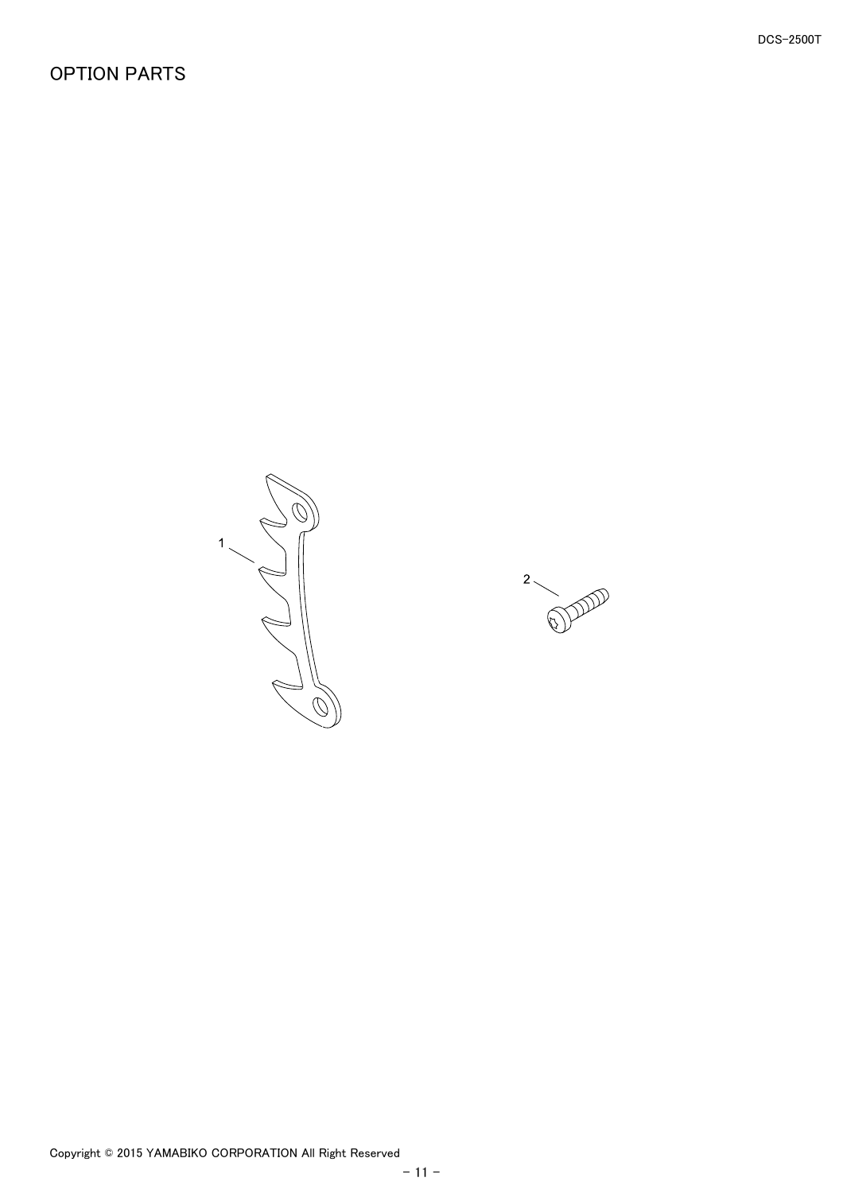# OPTION PARTS

1

2

Copyright © 2015 YAMABIKO CORPORATION All Right Reserved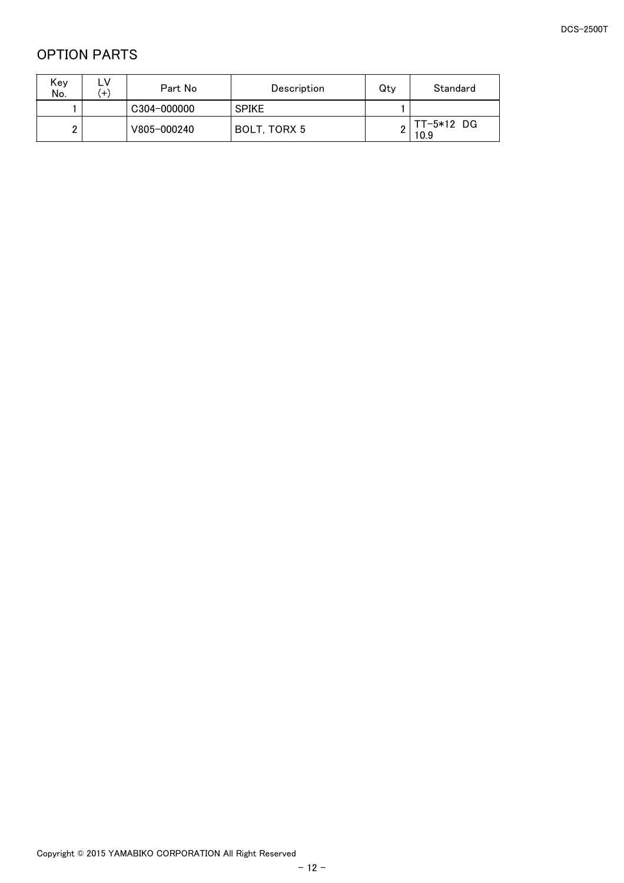## OPTION PARTS

| Key No. | LV (+) | Part No | Description | Qty | Standard |
|---|---|---|---|---|---|
| 1 | | C304-000000 | SPIKE | 1 | |
| 2 | | V805-000240 | BOLT, TORX 5 | 2 | TT-5*12 DG 10.9 |

Copyright © 2015 YAMABIKO CORPORATION All Right Reserved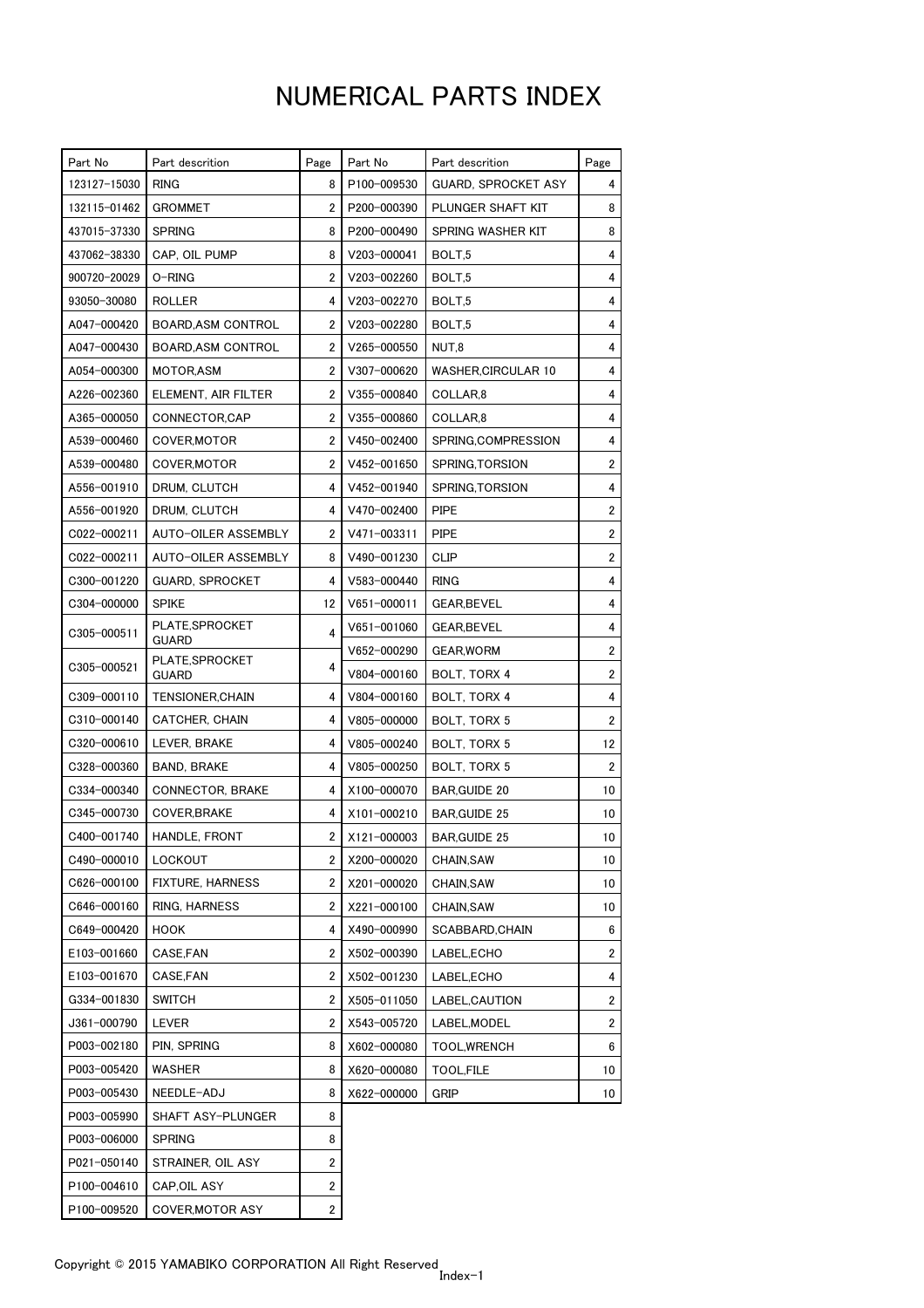# NUMERICAL PARTS INDEX

| Part No | Part descrition | Page | Part No | Part descrition | Page |
|---|---|---|---|---|---|
| 123127-15030 | RING | 8 | P100-009530 | GUARD, SPROCKET ASY | 4 |
| 132115-01462 | GROMMET | 2 | P200-000390 | PLUNGER SHAFT KIT | 8 |
| 437015-37330 | SPRING | 8 | P200-000490 | SPRING WASHER KIT | 8 |
| 437062-38330 | CAP, OIL PUMP | 8 | V203-000041 | BOLT,5 | 4 |
| 900720-20029 | O-RING | 2 | V203-002260 | BOLT,5 | 4 |
| 93050-30080 | ROLLER | 4 | V203-002270 | BOLT,5 | 4 |
| A047-000420 | BOARD,ASM CONTROL | 2 | V203-002280 | BOLT,5 | 4 |
| A047-000430 | BOARD,ASM CONTROL | 2 | V265-000550 | NUT,8 | 4 |
| A054-000300 | MOTOR,ASM | 2 | V307-000620 | WASHER,CIRCULAR 10 | 4 |
| A226-002360 | ELEMENT, AIR FILTER | 2 | V355-000840 | COLLAR,8 | 4 |
| A365-000050 | CONNECTOR,CAP | 2 | V355-000860 | COLLAR,8 | 4 |
| A539-000460 | COVER,MOTOR | 2 | V450-002400 | SPRING,COMPRESSION | 4 |
| A539-000480 | COVER,MOTOR | 2 | V452-001650 | SPRING,TORSION | 2 |
| A556-001910 | DRUM, CLUTCH | 4 | V452-001940 | SPRING,TORSION | 4 |
| A556-001920 | DRUM, CLUTCH | 4 | V470-002400 | PIPE | 2 |
| C022-000211 | AUTO-OILER ASSEMBLY | 2 | V471-003311 | PIPE | 2 |
| C022-000211 | AUTO-OILER ASSEMBLY | 8 | V490-001230 | CLIP | 2 |
| C300-001220 | GUARD, SPROCKET | 4 | V583-000440 | RING | 4 |
| C304-000000 | SPIKE | 12 | V651-000011 | GEAR,BEVEL | 4 |
| C305-000511 | PLATE,SPROCKET GUARD | 4 | V651-001060 | GEAR,BEVEL | 4 |
| C305-000521 | PLATE,SPROCKET GUARD | 4 | V652-000290 | GEAR,WORM | 2 |
| | | | V804-000160 | BOLT, TORX 4 | 2 |
| C309-000110 | TENSIONER,CHAIN | 4 | V804-000160 | BOLT, TORX 4 | 4 |
| C310-000140 | CATCHER, CHAIN | 4 | V805-000000 | BOLT, TORX 5 | 2 |
| C320-000610 | LEVER, BRAKE | 4 | V805-000240 | BOLT, TORX 5 | 12 |
| C328-000360 | BAND, BRAKE | 4 | V805-000250 | BOLT, TORX 5 | 2 |
| C334-000340 | CONNECTOR, BRAKE | 4 | X100-000070 | BAR,GUIDE 20 | 10 |
| C345-000730 | COVER,BRAKE | 4 | X101-000210 | BAR,GUIDE 25 | 10 |
| C400-001740 | HANDLE, FRONT | 2 | X121-000003 | BAR,GUIDE 25 | 10 |
| C490-000010 | LOCKOUT | 2 | X200-000020 | CHAIN,SAW | 10 |
| C626-000100 | FIXTURE, HARNESS | 2 | X201-000020 | CHAIN,SAW | 10 |
| C646-000160 | RING, HARNESS | 2 | X221-000100 | CHAIN,SAW | 10 |
| C649-000420 | HOOK | 4 | X490-000990 | SCABBARD,CHAIN | 6 |
| E103-001660 | CASE,FAN | 2 | X502-000390 | LABEL,ECHO | 2 |
| E103-001670 | CASE,FAN | 2 | X502-001230 | LABEL,ECHO | 4 |
| G334-001830 | SWITCH | 2 | X505-011050 | LABEL,CAUTION | 2 |
| J361-000790 | LEVER | 2 | X543-005720 | LABEL,MODEL | 2 |
| P003-002180 | PIN, SPRING | 8 | X602-000080 | TOOL,WRENCH | 6 |
| P003-005420 | WASHER | 8 | X620-000080 | TOOL,FILE | 10 |
| P003-005430 | NEEDLE-ADJ | 8 | X622-000000 | GRIP | 10 |
| P003-005990 | SHAFT ASY-PLUNGER | 8 | | | |
| P003-006000 | SPRING | 8 | | | |
| P021-050140 | STRAINER, OIL ASY | 2 | | | |
| P100-004610 | CAP,OIL ASY | 2 | | | |
| P100-009520 | COVER,MOTOR ASY | 2 | | | |

Copyright © 2015 YAMABIKO CORPORATION All Right Reserved